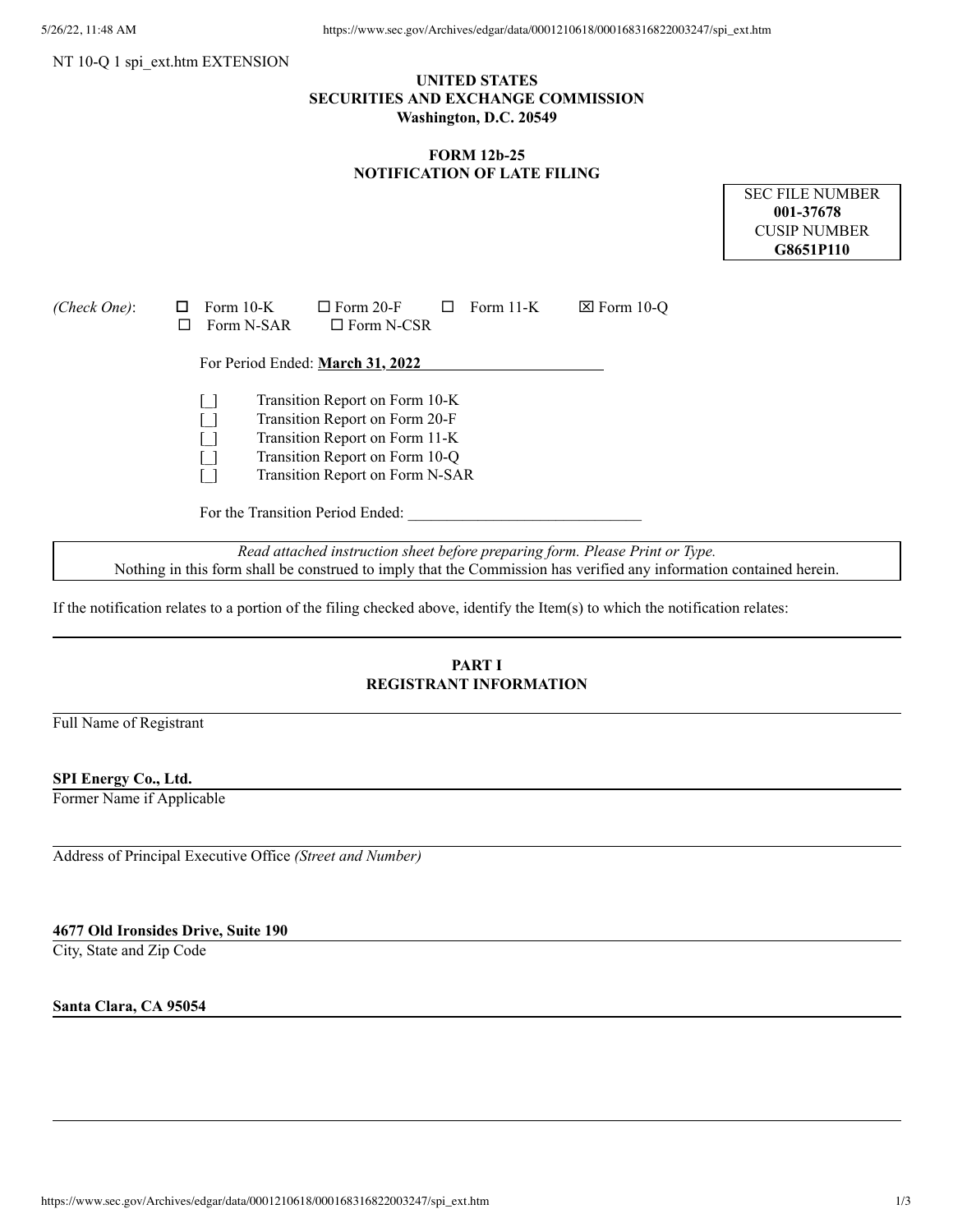NT 10-Q 1 spi_ext.htm EXTENSION

**UNITED STATES**
**SECURITIES AND EXCHANGE COMMISSION**
**Washington, D.C. 20549**

**FORM 12b-25**
**NOTIFICATION OF LATE FILING**

| SEC FILE NUMBER |
|---|
| **001-37678** |
| CUSIP NUMBER |
| **G8651P110** |

*(Check One)*: ☐ Form 10-K ☐ Form 20-F ☐ Form 11-K ☒ Form 10-Q ☐ Form N-SAR ☐ Form N-CSR

For Period Ended: **March 31, 2022**

[ ] Transition Report on Form 10-K
[ ] Transition Report on Form 20-F
[ ] Transition Report on Form 11-K
[ ] Transition Report on Form 10-Q
[ ] Transition Report on Form N-SAR

For the Transition Period Ended: ______________________________

*Read attached instruction sheet before preparing form. Please Print or Type.*
Nothing in this form shall be construed to imply that the Commission has verified any information contained herein.

If the notification relates to a portion of the filing checked above, identify the Item(s) to which the notification relates:

## PART I
## REGISTRANT INFORMATION

Full Name of Registrant

**SPI Energy Co., Ltd.**

Former Name if Applicable

Address of Principal Executive Office *(Street and Number)*

**4677 Old Ironsides Drive, Suite 190**

City, State and Zip Code

**Santa Clara, CA 95054**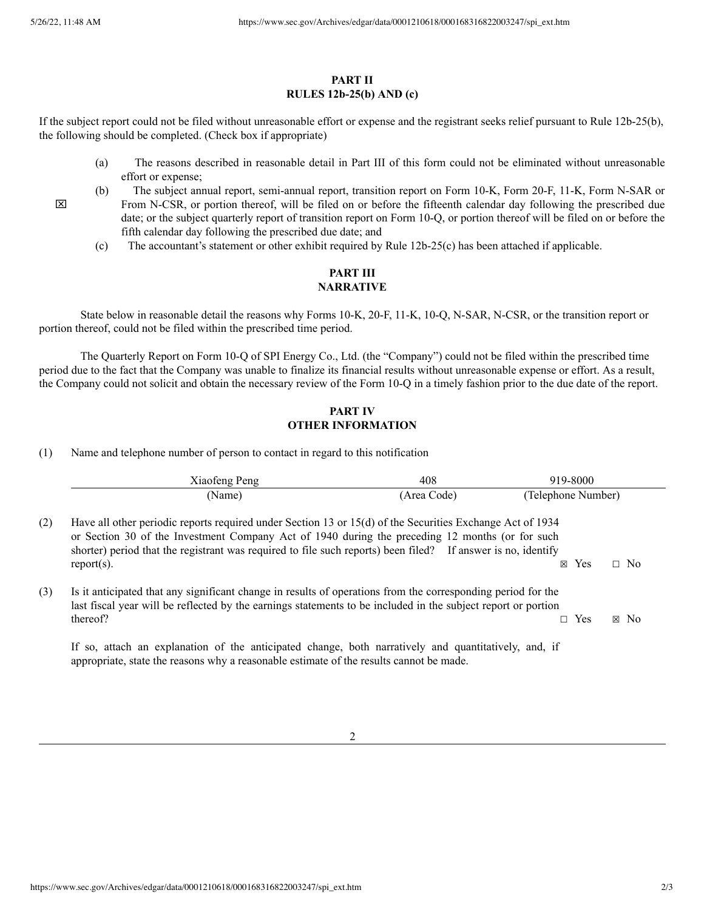## PART II
## RULES 12b-25(b) AND (c)

If the subject report could not be filed without unreasonable effort or expense and the registrant seeks relief pursuant to Rule 12b-25(b), the following should be completed. (Check box if appropriate)

☒

(a) The reasons described in reasonable detail in Part III of this form could not be eliminated without unreasonable effort or expense;

(b) The subject annual report, semi-annual report, transition report on Form 10-K, Form 20-F, 11-K, Form N-SAR or From N-CSR, or portion thereof, will be filed on or before the fifteenth calendar day following the prescribed due date; or the subject quarterly report of transition report on Form 10-Q, or portion thereof will be filed on or before the fifth calendar day following the prescribed due date; and

(c) The accountant's statement or other exhibit required by Rule 12b-25(c) has been attached if applicable.

## PART III
## NARRATIVE

State below in reasonable detail the reasons why Forms 10-K, 20-F, 11-K, 10-Q, N-SAR, N-CSR, or the transition report or portion thereof, could not be filed within the prescribed time period.

The Quarterly Report on Form 10-Q of SPI Energy Co., Ltd. (the "Company") could not be filed within the prescribed time period due to the fact that the Company was unable to finalize its financial results without unreasonable expense or effort. As a result, the Company could not solicit and obtain the necessary review of the Form 10-Q in a timely fashion prior to the due date of the report.

## PART IV
## OTHER INFORMATION

(1) Name and telephone number of person to contact in regard to this notification

| Xiaofeng Peng | 408 | 919-8000 |
|---|---|---|
| (Name) | (Area Code) | (Telephone Number) |

(2) Have all other periodic reports required under Section 13 or 15(d) of the Securities Exchange Act of 1934 or Section 30 of the Investment Company Act of 1940 during the preceding 12 months (or for such shorter) period that the registrant was required to file such reports) been filed? If answer is no, identify report(s). ☒ Yes ☐ No

(3) Is it anticipated that any significant change in results of operations from the corresponding period for the last fiscal year will be reflected by the earnings statements to be included in the subject report or portion thereof? ☐ Yes ☒ No

If so, attach an explanation of the anticipated change, both narratively and quantitatively, and, if appropriate, state the reasons why a reasonable estimate of the results cannot be made.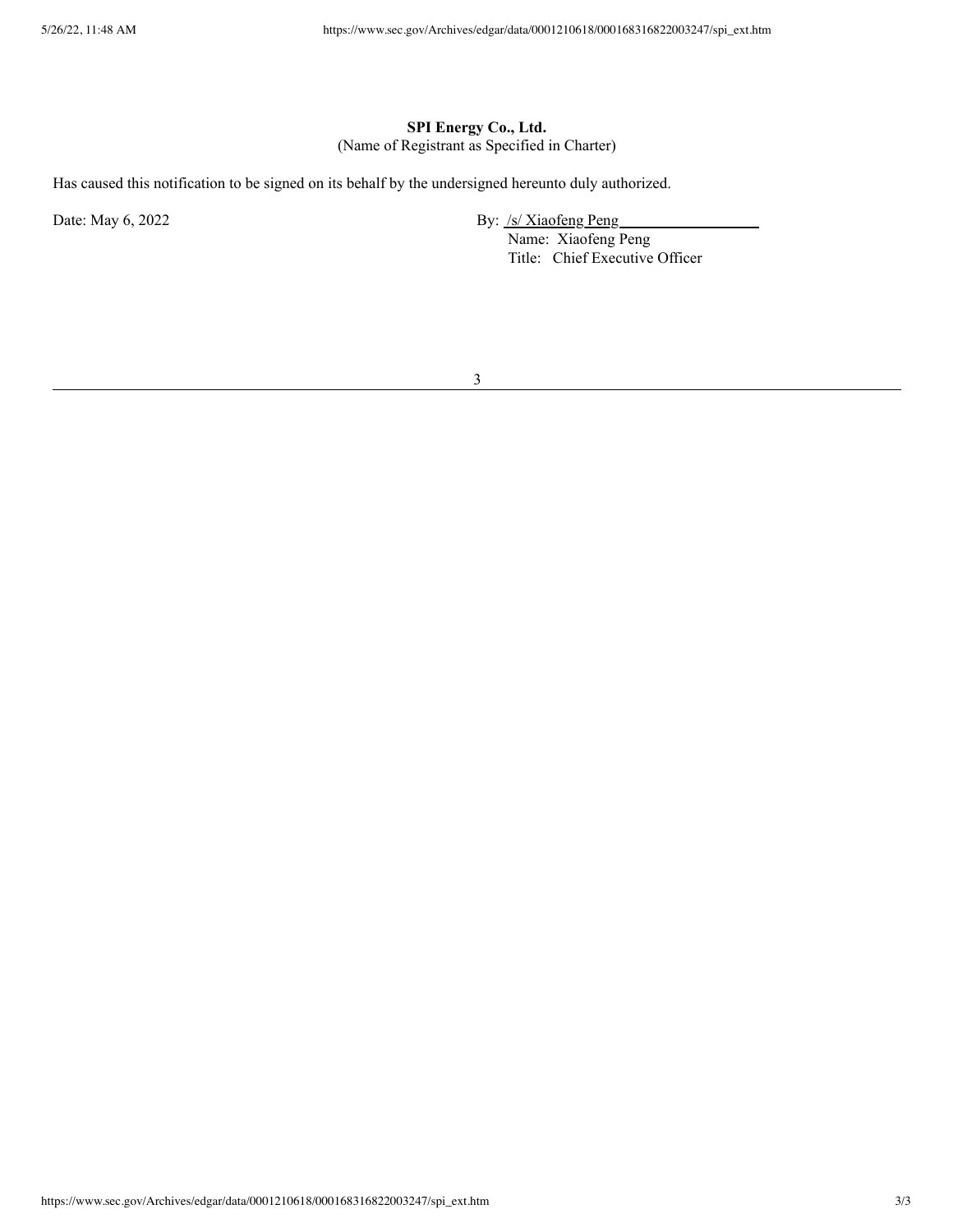**SPI Energy Co., Ltd.**
(Name of Registrant as Specified in Charter)

Has caused this notification to be signed on its behalf by the undersigned hereunto duly authorized.

Date: May 6, 2022

By: /s/ Xiaofeng Peng
Name: Xiaofeng Peng
Title: Chief Executive Officer